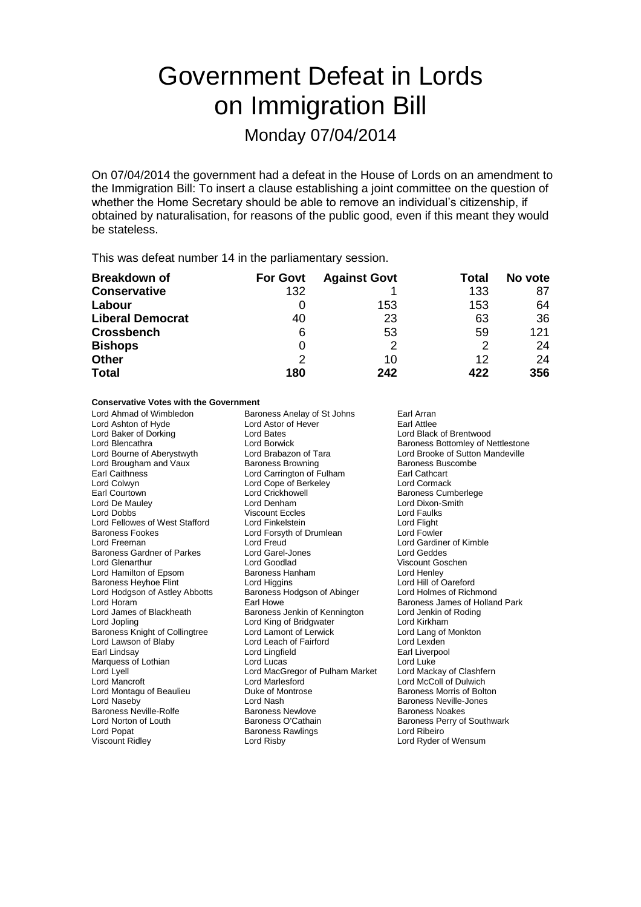# Government Defeat in Lords on Immigration Bill

## Monday 07/04/2014

On 07/04/2014 the government had a defeat in the House of Lords on an amendment to the Immigration Bill: To insert a clause establishing a joint committee on the question of whether the Home Secretary should be able to remove an individual's citizenship, if obtained by naturalisation, for reasons of the public good, even if this meant they would be stateless.

This was defeat number 14 in the parliamentary session.

| Breakdown of | For Govt | Against Govt | Total | No vote |
|---|---|---|---|---|
| **Conservative** | 132 | 1 | 133 | 87 |
| **Labour** | 0 | 153 | 153 | 64 |
| **Liberal Democrat** | 40 | 23 | 63 | 36 |
| **Crossbench** | 6 | 53 | 59 | 121 |
| **Bishops** | 0 | 2 | 2 | 24 |
| **Other** | 2 | 10 | 12 | 24 |
| **Total** | **180** | **242** | **422** | **356** |

**Conservative Votes with the Government**

Lord Ahmad of Wimbledon
Baroness Anelay of St Johns
Earl Arran
Lord Ashton of Hyde
Lord Astor of Hever
Earl Attlee
Lord Baker of Dorking
Lord Bates
Lord Black of Brentwood
Lord Blencathra
Lord Borwick
Baroness Bottomley of Nettlestone
Lord Bourne of Aberystwyth
Lord Brabazon of Tara
Lord Brooke of Sutton Mandeville
Lord Brougham and Vaux
Baroness Browning
Baroness Buscombe
Earl Caithness
Lord Carrington of Fulham
Earl Cathcart
Lord Colwyn
Lord Cope of Berkeley
Lord Cormack
Earl Courtown
Lord Crickhowell
Baroness Cumberlege
Lord De Mauley
Lord Denham
Lord Dixon-Smith
Lord Dobbs
Viscount Eccles
Lord Faulks
Lord Fellowes of West Stafford
Lord Finkelstein
Lord Flight
Baroness Fookes
Lord Forsyth of Drumlean
Lord Fowler
Lord Freeman
Lord Freud
Lord Gardiner of Kimble
Baroness Gardner of Parkes
Lord Garel-Jones
Lord Geddes
Lord Glenarthur
Lord Goodlad
Viscount Goschen
Lord Hamilton of Epsom
Baroness Hanham
Lord Henley
Baroness Heyhoe Flint
Lord Higgins
Lord Hill of Oareford
Lord Hodgson of Astley Abbotts
Baroness Hodgson of Abinger
Lord Holmes of Richmond
Lord Horam
Earl Howe
Baroness James of Holland Park
Lord James of Blackheath
Baroness Jenkin of Kennington
Lord Jenkin of Roding
Lord Jopling
Lord King of Bridgwater
Lord Kirkham
Baroness Knight of Collingtree
Lord Lamont of Lerwick
Lord Lang of Monkton
Lord Lawson of Blaby
Lord Leach of Fairford
Lord Lexden
Earl Lindsay
Lord Lingfield
Earl Liverpool
Marquess of Lothian
Lord Lucas
Lord Luke
Lord Lyell
Lord MacGregor of Pulham Market
Lord Mackay of Clashfern
Lord Mancroft
Lord Marlesford
Lord McColl of Dulwich
Lord Montagu of Beaulieu
Duke of Montrose
Baroness Morris of Bolton
Lord Naseby
Lord Nash
Baroness Neville-Jones
Baroness Neville-Rolfe
Baroness Newlove
Baroness Noakes
Lord Norton of Louth
Baroness O'Cathain
Baroness Perry of Southwark
Lord Popat
Baroness Rawlings
Lord Ribeiro
Viscount Ridley
Lord Risby
Lord Ryder of Wensum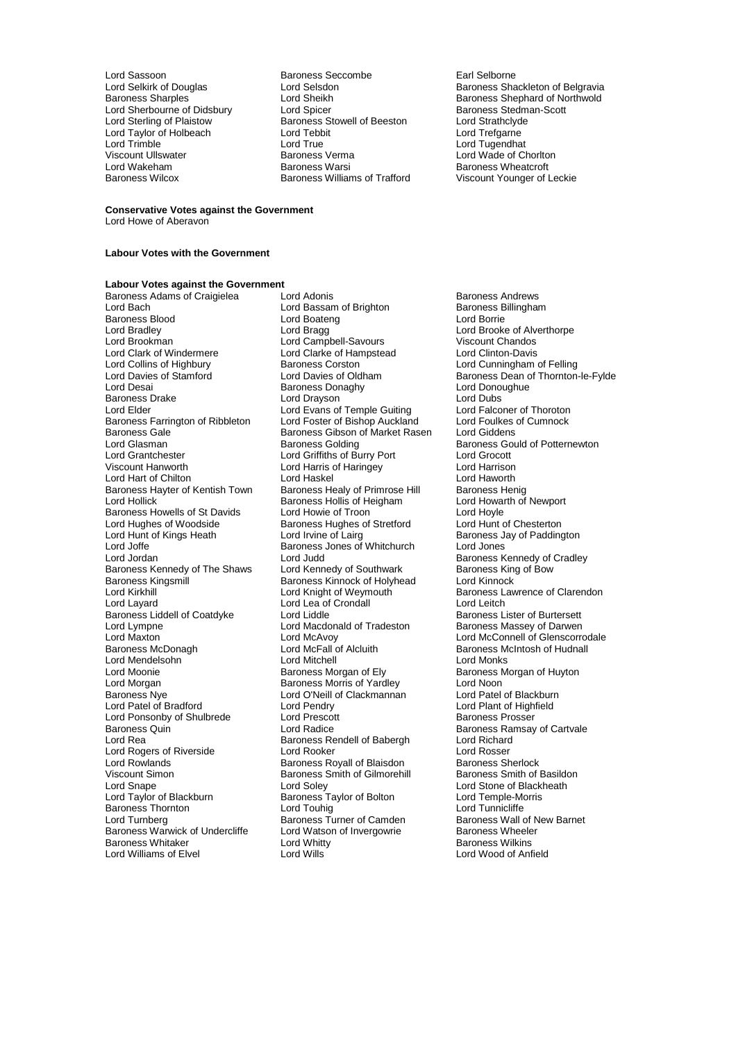Lord Sassoon
Baroness Seccombe
Earl Selborne
Lord Selkirk of Douglas
Lord Selsdon
Baroness Shackleton of Belgravia
Baroness Sharples
Lord Sheikh
Baroness Shephard of Northwold
Lord Sherbourne of Didsbury
Lord Spicer
Baroness Stedman-Scott
Lord Sterling of Plaistow
Baroness Stowell of Beeston
Lord Strathclyde
Lord Taylor of Holbeach
Lord Tebbit
Lord Trefgarne
Lord Trimble
Lord True
Lord Tugendhat
Viscount Ullswater
Baroness Verma
Lord Wade of Chorlton
Lord Wakeham
Baroness Warsi
Baroness Wheatcroft
Baroness Wilcox
Baroness Williams of Trafford
Viscount Younger of Leckie

**Conservative Votes against the Government**

Lord Howe of Aberavon

**Labour Votes with the Government**

**Labour Votes against the Government**

Baroness Adams of Craigielea
Lord Adonis
Baroness Andrews
Lord Bach
Lord Bassam of Brighton
Baroness Billingham
Baroness Blood
Lord Boateng
Lord Borrie
Lord Bradley
Lord Bragg
Lord Brooke of Alverthorpe
Lord Brookman
Lord Campbell-Savours
Viscount Chandos
Lord Clark of Windermere
Lord Clarke of Hampstead
Lord Clinton-Davis
Lord Collins of Highbury
Baroness Corston
Lord Cunningham of Felling
Lord Davies of Stamford
Lord Davies of Oldham
Baroness Dean of Thornton-le-Fylde
Lord Desai
Baroness Donaghy
Lord Donoughue
Baroness Drake
Lord Drayson
Lord Dubs
Lord Elder
Lord Evans of Temple Guiting
Lord Falconer of Thoroton
Baroness Farrington of Ribbleton
Lord Foster of Bishop Auckland
Lord Foulkes of Cumnock
Baroness Gale
Baroness Gibson of Market Rasen
Lord Giddens
Lord Glasman
Baroness Golding
Baroness Gould of Potternewton
Lord Grantchester
Lord Griffiths of Burry Port
Lord Grocott
Viscount Hanworth
Lord Harris of Haringey
Lord Harrison
Lord Hart of Chilton
Lord Haskel
Lord Haworth
Baroness Hayter of Kentish Town
Baroness Healy of Primrose Hill
Baroness Henig
Lord Hollick
Baroness Hollis of Heigham
Lord Howarth of Newport
Baroness Howells of St Davids
Lord Howie of Troon
Lord Hoyle
Lord Hughes of Woodside
Baroness Hughes of Stretford
Lord Hunt of Chesterton
Lord Hunt of Kings Heath
Lord Irvine of Lairg
Baroness Jay of Paddington
Lord Joffe
Baroness Jones of Whitchurch
Lord Jones
Lord Jordan
Lord Judd
Baroness Kennedy of Cradley
Baroness Kennedy of The Shaws
Lord Kennedy of Southwark
Baroness King of Bow
Baroness Kingsmill
Baroness Kinnock of Holyhead
Lord Kinnock
Lord Kirkhill
Lord Knight of Weymouth
Baroness Lawrence of Clarendon
Lord Layard
Lord Lea of Crondall
Lord Leitch
Baroness Liddell of Coatdyke
Lord Liddle
Baroness Lister of Burtersett
Lord Lympne
Lord Macdonald of Tradeston
Baroness Massey of Darwen
Lord Maxton
Lord McAvoy
Lord McConnell of Glenscorrodale
Baroness McDonagh
Lord McFall of Alcluith
Baroness McIntosh of Hudnall
Lord Mendelsohn
Lord Mitchell
Lord Monks
Lord Moonie
Baroness Morgan of Ely
Baroness Morgan of Huyton
Lord Morgan
Baroness Morris of Yardley
Lord Noon
Baroness Nye
Lord O'Neill of Clackmannan
Lord Patel of Blackburn
Lord Patel of Bradford
Lord Pendry
Lord Plant of Highfield
Lord Ponsonby of Shulbrede
Lord Prescott
Baroness Prosser
Baroness Quin
Lord Radice
Baroness Ramsay of Cartvale
Lord Rea
Baroness Rendell of Babergh
Lord Richard
Lord Rogers of Riverside
Lord Rooker
Lord Rosser
Lord Rowlands
Baroness Royall of Blaisdon
Baroness Sherlock
Viscount Simon
Baroness Smith of Gilmorehill
Baroness Smith of Basildon
Lord Snape
Lord Soley
Lord Stone of Blackheath
Lord Taylor of Blackburn
Baroness Taylor of Bolton
Lord Temple-Morris
Baroness Thornton
Lord Touhig
Lord Tunnicliffe
Lord Turnberg
Baroness Turner of Camden
Baroness Wall of New Barnet
Baroness Warwick of Undercliffe
Lord Watson of Invergowrie
Baroness Wheeler
Baroness Whitaker
Lord Whitty
Baroness Wilkins
Lord Williams of Elvel
Lord Wills
Lord Wood of Anfield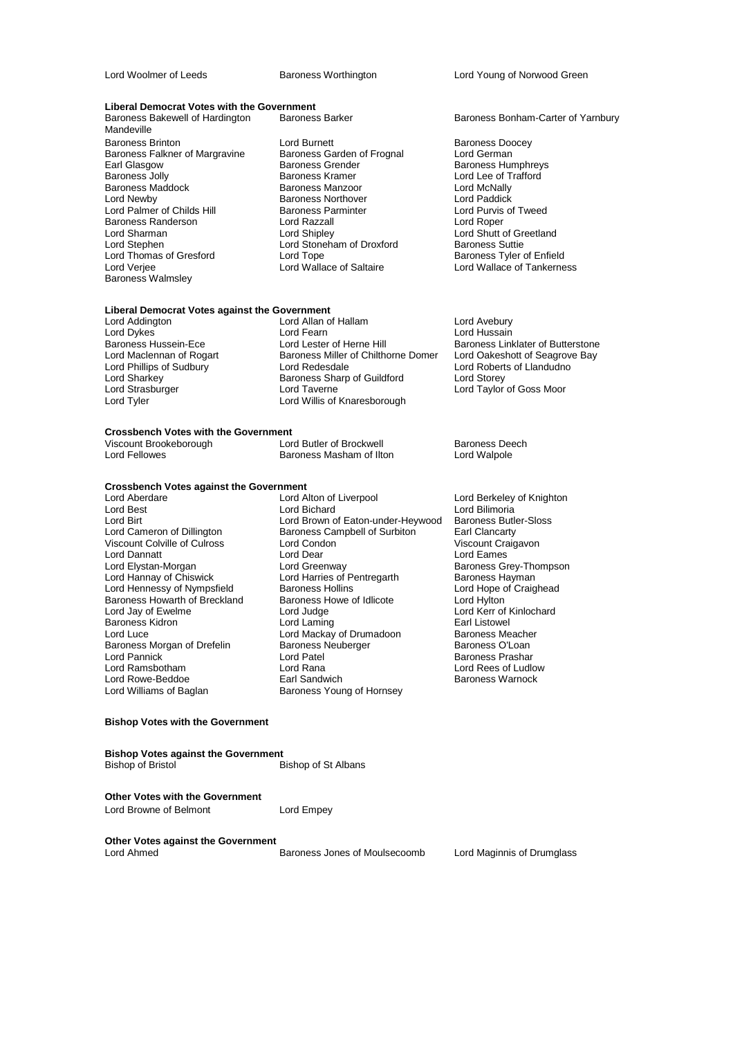Lord Woolmer of Leeds Baroness Worthington Lord Young of Norwood Green

**Liberal Democrat Votes with the Government**

Baroness Bakewell of Hardington Mandeville
Baroness Barker
Baroness Bonham-Carter of Yarnbury
Baroness Brinton
Lord Burnett
Baroness Doocey
Baroness Falkner of Margravine
Baroness Garden of Frognal
Lord German
Earl Glasgow
Baroness Grender
Baroness Humphreys
Baroness Jolly
Baroness Kramer
Lord Lee of Trafford
Baroness Maddock
Baroness Manzoor
Lord McNally
Lord Newby
Baroness Northover
Lord Paddick
Lord Palmer of Childs Hill
Baroness Parminter
Lord Purvis of Tweed
Baroness Randerson
Lord Razzall
Lord Roper
Lord Sharman
Lord Shipley
Lord Shutt of Greetland
Lord Stephen
Lord Stoneham of Droxford
Baroness Suttie
Lord Thomas of Gresford
Lord Tope
Baroness Tyler of Enfield
Lord Verjee
Lord Wallace of Saltaire
Lord Wallace of Tankerness
Baroness Walmsley

**Liberal Democrat Votes against the Government**

Lord Addington
Lord Allan of Hallam
Lord Avebury
Lord Dykes
Lord Fearn
Lord Hussain
Baroness Hussein-Ece
Lord Lester of Herne Hill
Baroness Linklater of Butterstone
Lord Maclennan of Rogart
Baroness Miller of Chilthorne Domer
Lord Oakeshott of Seagrove Bay
Lord Phillips of Sudbury
Lord Redesdale
Lord Roberts of Llandudno
Lord Sharkey
Baroness Sharp of Guildford
Lord Storey
Lord Strasburger
Lord Taverne
Lord Taylor of Goss Moor
Lord Tyler
Lord Willis of Knaresborough

**Crossbench Votes with the Government**

Viscount Brookeborough
Lord Butler of Brockwell
Baroness Deech
Lord Fellowes
Baroness Masham of Ilton
Lord Walpole

**Crossbench Votes against the Government**

Lord Aberdare
Lord Alton of Liverpool
Lord Berkeley of Knighton
Lord Best
Lord Bichard
Lord Bilimoria
Lord Birt
Lord Brown of Eaton-under-Heywood
Baroness Butler-Sloss
Lord Cameron of Dillington
Baroness Campbell of Surbiton
Earl Clancarty
Viscount Colville of Culross
Lord Condon
Viscount Craigavon
Lord Dannatt
Lord Dear
Lord Eames
Lord Elystan-Morgan
Lord Greenway
Baroness Grey-Thompson
Lord Hannay of Chiswick
Lord Harries of Pentregarth
Baroness Hayman
Lord Hennessy of Nympsfield
Baroness Hollins
Lord Hope of Craighead
Baroness Howarth of Breckland
Baroness Howe of Idlicote
Lord Hylton
Lord Jay of Ewelme
Lord Judge
Lord Kerr of Kinlochard
Baroness Kidron
Lord Laming
Earl Listowel
Lord Luce
Lord Mackay of Drumadoon
Baroness Meacher
Baroness Morgan of Drefelin
Baroness Neuberger
Baroness O'Loan
Lord Pannick
Lord Patel
Baroness Prashar
Lord Ramsbotham
Lord Rana
Lord Rees of Ludlow
Lord Rowe-Beddoe
Earl Sandwich
Baroness Warnock
Lord Williams of Baglan
Baroness Young of Hornsey

**Bishop Votes with the Government**

**Bishop Votes against the Government**

Bishop of Bristol
Bishop of St Albans

**Other Votes with the Government**

Lord Browne of Belmont
Lord Empey

**Other Votes against the Government**

Lord Ahmed
Baroness Jones of Moulsecoomb
Lord Maginnis of Drumglass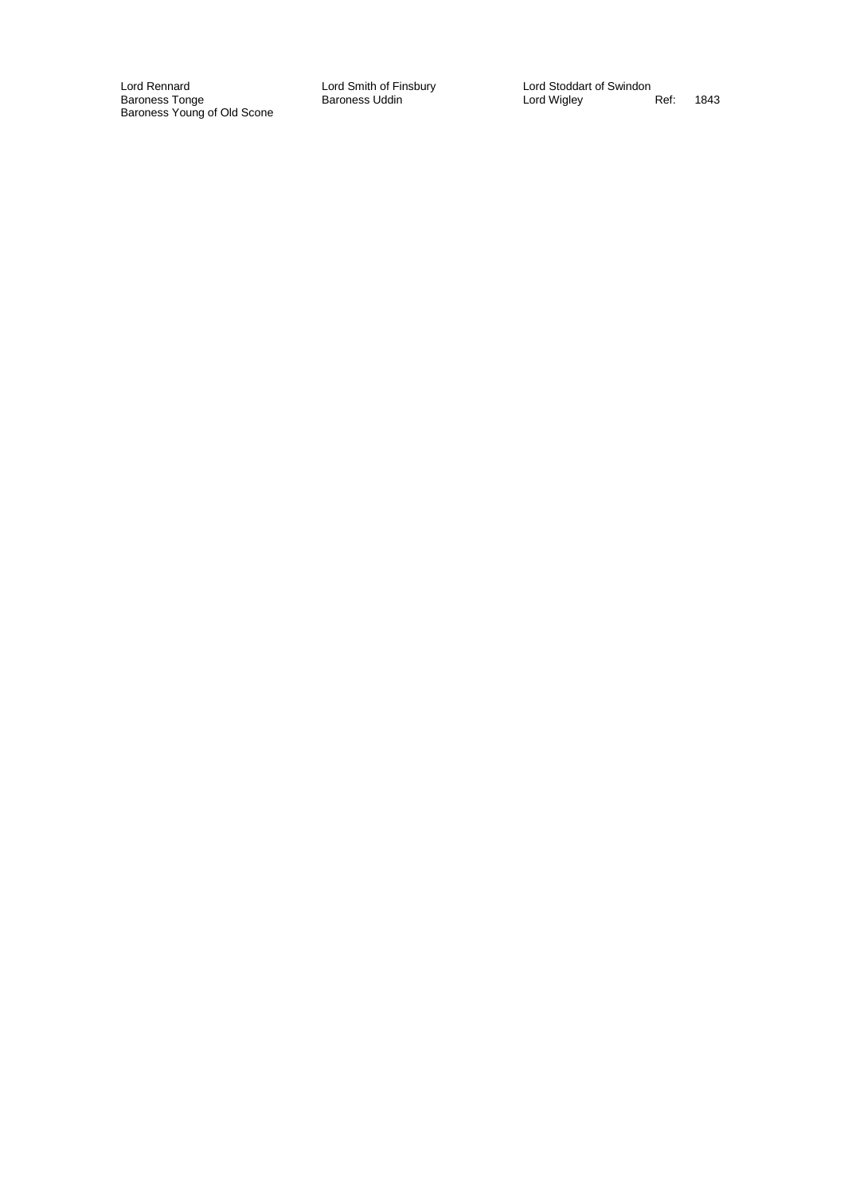| | | | |
|---|---|---|---|
| Lord Rennard | Lord Smith of Finsbury | Lord Stoddart of Swindon | |
| Baroness Tonge | Baroness Uddin | Lord Wigley | Ref: 1843 |
| Baroness Young of Old Scone | | | |